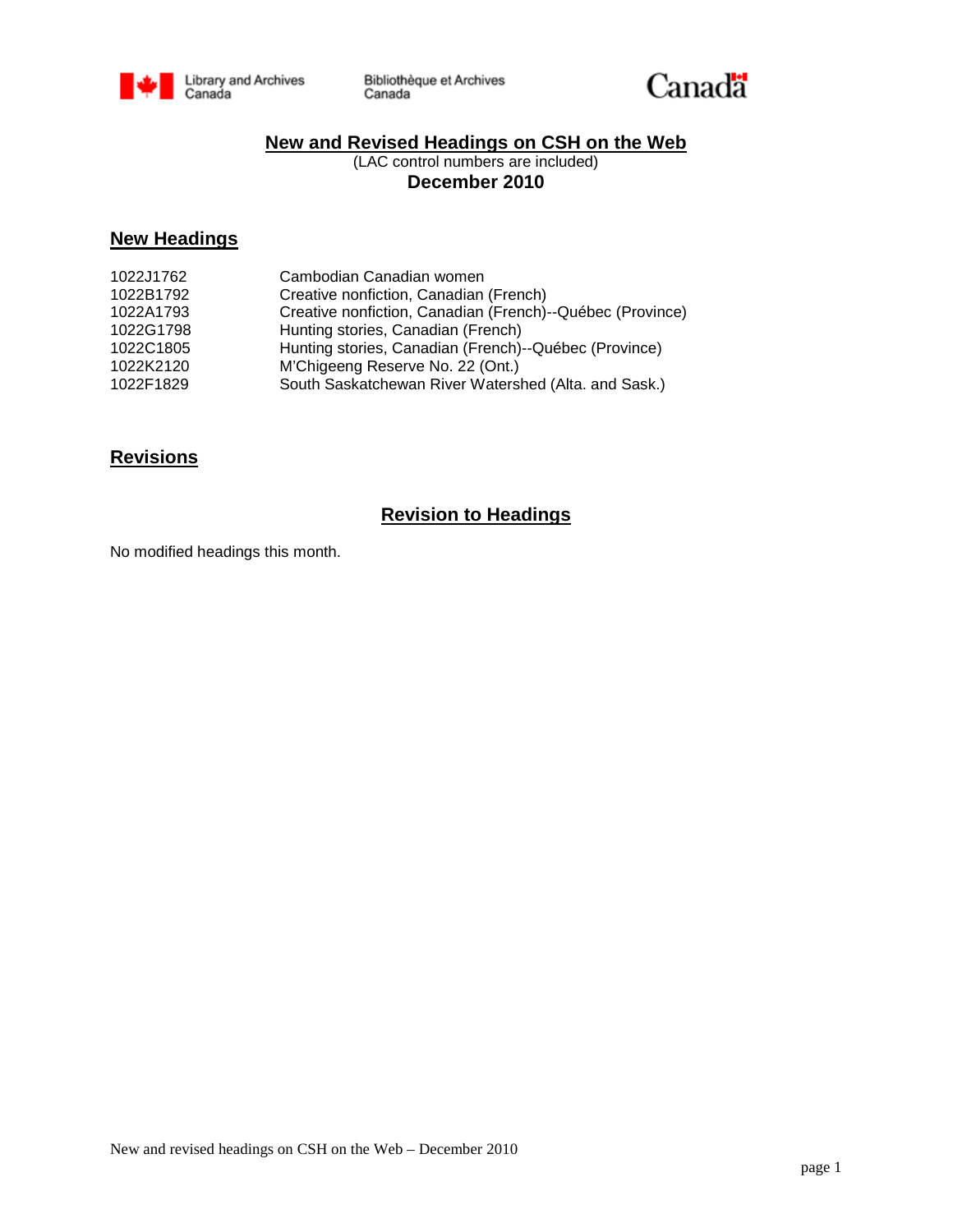# New and Revised Headings on CSH on the Web

(LAC control numbers are included)

**December 2010**

## New Headings

| | |
|---|---|
| 1022J1762 | Cambodian Canadian women |
| 1022B1792 | Creative nonfiction, Canadian (French) |
| 1022A1793 | Creative nonfiction, Canadian (French)--Québec (Province) |
| 1022G1798 | Hunting stories, Canadian (French) |
| 1022C1805 | Hunting stories, Canadian (French)--Québec (Province) |
| 1022K2120 | M'Chigeeng Reserve No. 22 (Ont.) |
| 1022F1829 | South Saskatchewan River Watershed (Alta. and Sask.) |

## Revisions

### Revision to Headings

No modified headings this month.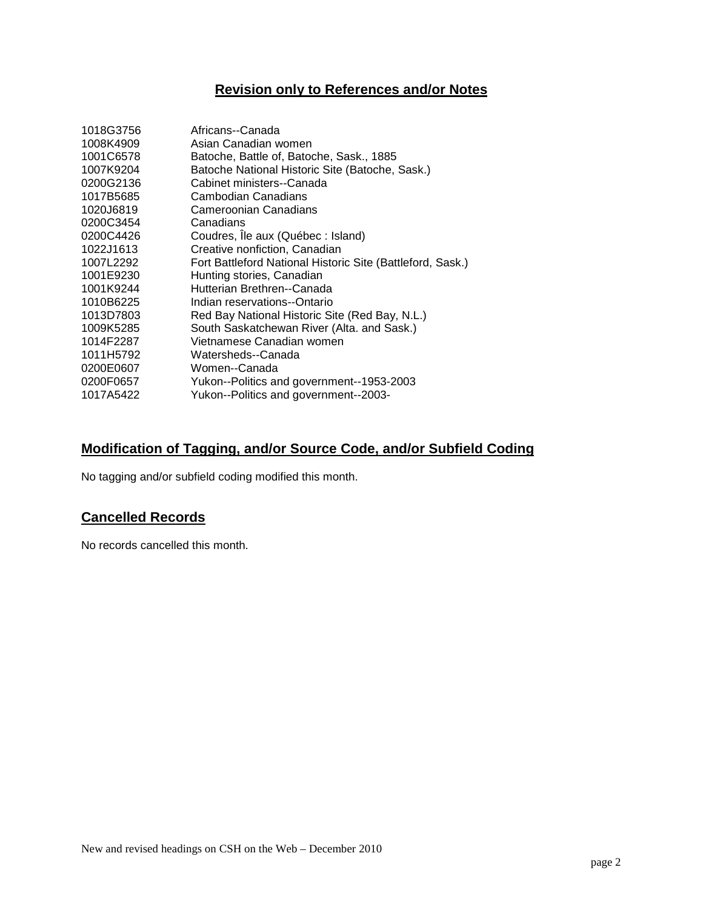## Revision only to References and/or Notes

| | |
|---|---|
| 1018G3756 | Africans--Canada |
| 1008K4909 | Asian Canadian women |
| 1001C6578 | Batoche, Battle of, Batoche, Sask., 1885 |
| 1007K9204 | Batoche National Historic Site (Batoche, Sask.) |
| 0200G2136 | Cabinet ministers--Canada |
| 1017B5685 | Cambodian Canadians |
| 1020J6819 | Cameroonian Canadians |
| 0200C3454 | Canadians |
| 0200C4426 | Coudres, Île aux (Québec : Island) |
| 1022J1613 | Creative nonfiction, Canadian |
| 1007L2292 | Fort Battleford National Historic Site (Battleford, Sask.) |
| 1001E9230 | Hunting stories, Canadian |
| 1001K9244 | Hutterian Brethren--Canada |
| 1010B6225 | Indian reservations--Ontario |
| 1013D7803 | Red Bay National Historic Site (Red Bay, N.L.) |
| 1009K5285 | South Saskatchewan River (Alta. and Sask.) |
| 1014F2287 | Vietnamese Canadian women |
| 1011H5792 | Watersheds--Canada |
| 0200E0607 | Women--Canada |
| 0200F0657 | Yukon--Politics and government--1953-2003 |
| 1017A5422 | Yukon--Politics and government--2003- |

## Modification of Tagging, and/or Source Code, and/or Subfield Coding

No tagging and/or subfield coding modified this month.

## Cancelled Records

No records cancelled this month.